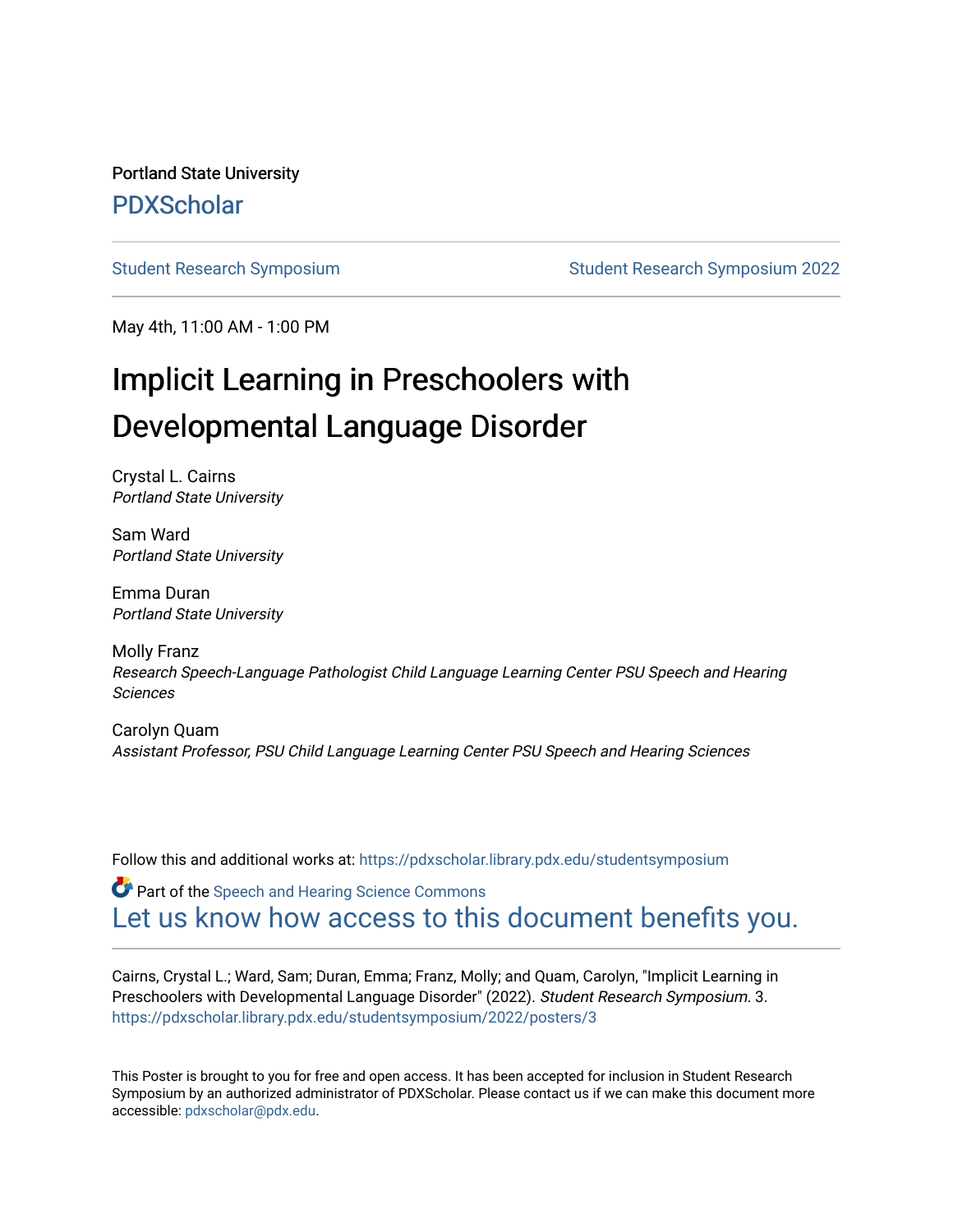Portland State University

PDXScholar

Student Research Symposium | Student Research Symposium 2022

May 4th, 11:00 AM - 1:00 PM

# Implicit Learning in Preschoolers with Developmental Language Disorder

Crystal L. Cairns
*Portland State University*

Sam Ward
*Portland State University*

Emma Duran
*Portland State University*

Molly Franz
*Research Speech-Language Pathologist Child Language Learning Center PSU Speech and Hearing Sciences*

Carolyn Quam
*Assistant Professor, PSU Child Language Learning Center PSU Speech and Hearing Sciences*

Follow this and additional works at: https://pdxscholar.library.pdx.edu/studentsymposium

Part of the Speech and Hearing Science Commons

Let us know how access to this document benefits you.

Cairns, Crystal L.; Ward, Sam; Duran, Emma; Franz, Molly; and Quam, Carolyn, "Implicit Learning in Preschoolers with Developmental Language Disorder" (2022). *Student Research Symposium.* 3.
https://pdxscholar.library.pdx.edu/studentsymposium/2022/posters/3

This Poster is brought to you for free and open access. It has been accepted for inclusion in Student Research Symposium by an authorized administrator of PDXScholar. Please contact us if we can make this document more accessible: pdxscholar@pdx.edu.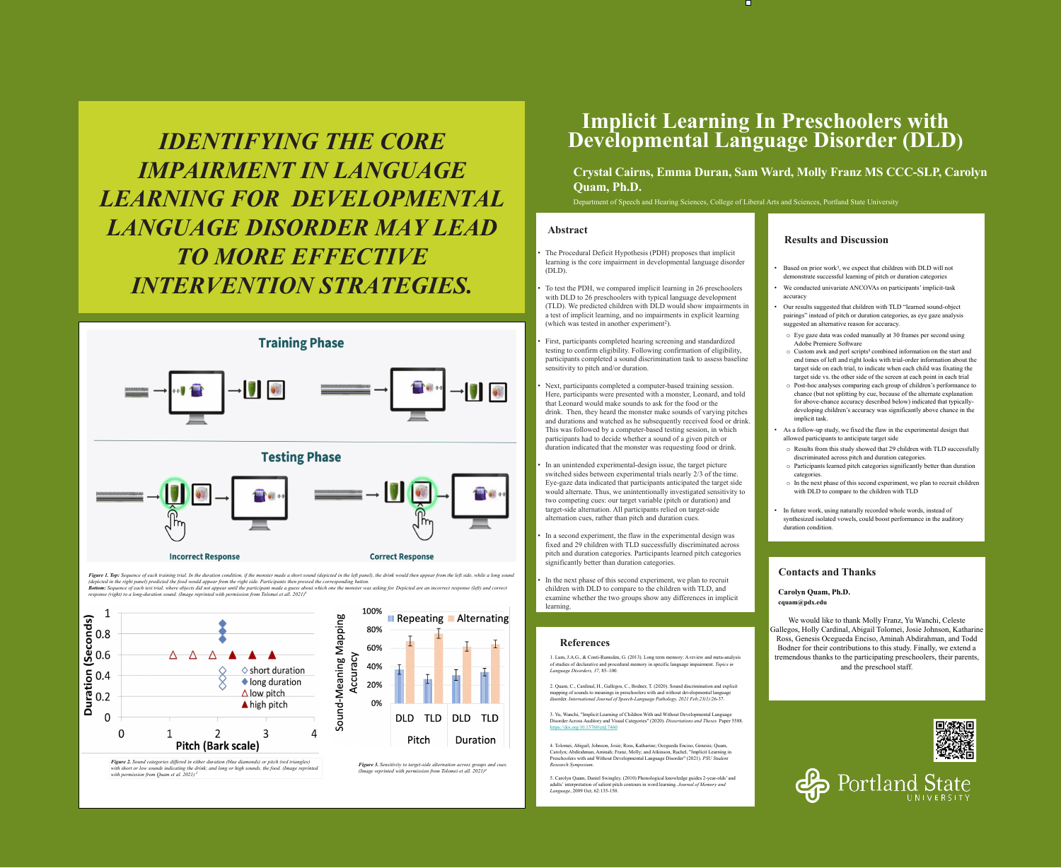# IDENTIFYING THE CORE IMPAIRMENT IN LANGUAGE LEARNING FOR DEVELOPMENTAL LANGUAGE DISORDER MAY LEAD TO MORE EFFECTIVE INTERVENTION STRATEGIES.

Training Phase

Testing Phase

Incorrect Response

Correct Response

*Figure 1. Top: Sequence of each training trial. In the duration condition, if the monster made a short sound (depicted in the left panel), the drink would then appear from the left side, while a long sound (depicted in the right panel) predicted the food would appear from the right side. Participants then pressed the corresponding button. Bottom: Sequence of each test trial, where objects did not appear until the participant made a guess about which one the monster was asking for. Depicted are an incorrect response (left) and correct response (right) to a long-duration sound. (Image reprinted with permission from Tolomei et al. 2021)[4]*

Duration (Seconds)
1
0.8
0.6
0.4
0.2
0
0 1 2 3 4
Pitch (Bark scale)
◇ short duration
◆ long duration
△ low pitch
▲ high pitch

*Figure 2. Sound categories differed in either duration (blue diamonds) or pitch (red triangles) with short or low sounds indicating the drink; and long or high sounds, the food. (Image reprinted with permission from Quam et al. 2021)[2]*

Sound-Meaning Mapping Accuracy
100%
80%
60%
40%
20%
0%
Repeating
Alternating
DLD TLD DLD TLD
Pitch Duration

*Figure 3. Sensitivity to target-side alternation across groups and cues. (Image reprinted with permission from Tolomei et al. 2021)[4]*

# Implicit Learning In Preschoolers with Developmental Language Disorder (DLD)

**Crystal Cairns, Emma Duran, Sam Ward, Molly Franz MS CCC-SLP, Carolyn Quam, Ph.D.**

Department of Speech and Hearing Sciences, College of Liberal Arts and Sciences, Portland State University

## Abstract

- The Procedural Deficit Hypothesis (PDH) proposes that implicit learning is the core impairment in developmental language disorder (DLD).
- To test the PDH, we compared implicit learning in 26 preschoolers with DLD to 26 preschoolers with typical language development (TLD). We predicted children with DLD would show impairments in a test of implicit learning, and no impairments in explicit learning (which was tested in another experiment[2]).
- First, participants completed hearing screening and standardized testing to confirm eligibility. Following confirmation of eligibility, participants completed a sound discrimination task to assess baseline sensitivity to pitch and/or duration.
- Next, participants completed a computer-based training session. Here, participants were presented with a monster, Leonard, and told that Leonard would make sounds to ask for the food or the drink. Then, they heard the monster make sounds of varying pitches and durations and watched as he subsequently received food or drink. This was followed by a computer-based testing session, in which participants had to decide whether a sound of a given pitch or duration indicated that the monster was requesting food or drink.
- In an unintended experimental-design issue, the target picture switched sides between experimental trials nearly 2/3 of the time. Eye-gaze data indicated that participants anticipated the target side would alternate. Thus, we unintentionally investigated sensitivity to two competing cues: our target variable (pitch or duration) and target-side alternation. All participants relied on target-side alternation cues, rather than pitch and duration cues.
- In a second experiment, the flaw in the experimental design was fixed and 29 children with TLD successfully discriminated across pitch and duration categories. Participants learned pitch categories significantly better than duration categories.
- In the next phase of this second experiment, we plan to recruit children with DLD to compare to the children with TLD, and examine whether the two groups show any differences in implicit learning.

## References

1. Lum, J.A.G., & Conti-Ramsden, G. (2013). Long term memory: A review and meta-analysis of studies of declarative and procedural memory in specific language impairment. *Topics in Language Disorders, 37,* 85–100.

2. Quam, C., Cardinal, H., Gallegos, C., Bodner, T. (2020). Sound discrimination and explicit mapping of sounds to meanings in preschoolers with and without developmental language disorder. *International Journal of Speech-Language Pathology, 2021 Feb;23(1):26-37.*

3. Yu, Wanchi, "Implicit Learning of Children With and Without Developmental Language Disorder Across Auditory and Visual Categories" (2020). *Dissertations and Theses.* Paper 5588. https://doi.org/10.15760/etd.7460

4. Tolomei, Abigail; Johnson, Josie; Ross, Katharine; Ocegueda Enciso, Genesis; Quam, Carolyn; Abdirahman, Aminah; Franz, Molly; and Atkinson, Rachel, "Implicit Learning in Preschoolers with and Without Developmental Language Disorder" (2021). *PSU Student Research Symposium.*

5. Carolyn Quam, Daniel Swingley. (2010) Phonological knowledge guides 2-year-olds' and adults' interpretation of salient pitch contours in word learning. *Journal of Memory and Language,* 2009 Oct; 62:135-150.

## Results and Discussion

- Based on prior work[1], we expect that children with DLD will not demonstrate successful learning of pitch or duration categories
- We conducted univariate ANCOVAs on participants' implicit-task accuracy
- Our results suggested that children with TLD "learned sound-object pairings" instead of pitch or duration categories, as eye gaze analysis suggested an alternative reason for accuracy.
  - Eye gaze data was coded manually at 30 frames per second using Adobe Premiere Software
  - Custom awk and perl scripts[5] combined information on the start and end times of left and right looks with trial-order information about the target side on each trial, to indicate when each child was fixating the target side vs. the other side of the screen at each point in each trial
  - Post-hoc analyses comparing each group of children's performance to chance (but not splitting by cue, because of the alternate explanation for above-chance accuracy described below) indicated that typically-developing children's accuracy was significantly above chance in the implicit task.
- As a follow-up study, we fixed the flaw in the experimental design that allowed participants to anticipate target side
  - Results from this study showed that 29 children with TLD successfully discriminated across pitch and duration categories.
  - Participants learned pitch categories significantly better than duration categories.
  - In the next phase of this second experiment, we plan to recruit children with DLD to compare to the children with TLD
- In future work, using naturally recorded whole words, instead of synthesized isolated vowels, could boost performance in the auditory duration condition.

## Contacts and Thanks

**Carolyn Quam, Ph.D.**
**cquam@pdx.edu**

We would like to thank Molly Franz, Yu Wanchi, Celeste Gallegos, Holly Cardinal, Abigail Tolomei, Josie Johnson, Katharine Ross, Genesis Ocegueda Enciso, Aminah Abdirahman, and Todd Bodner for their contributions to this study. Finally, we extend a tremendous thanks to the participating preschoolers, their parents, and the preschool staff.

Portland State UNIVERSITY